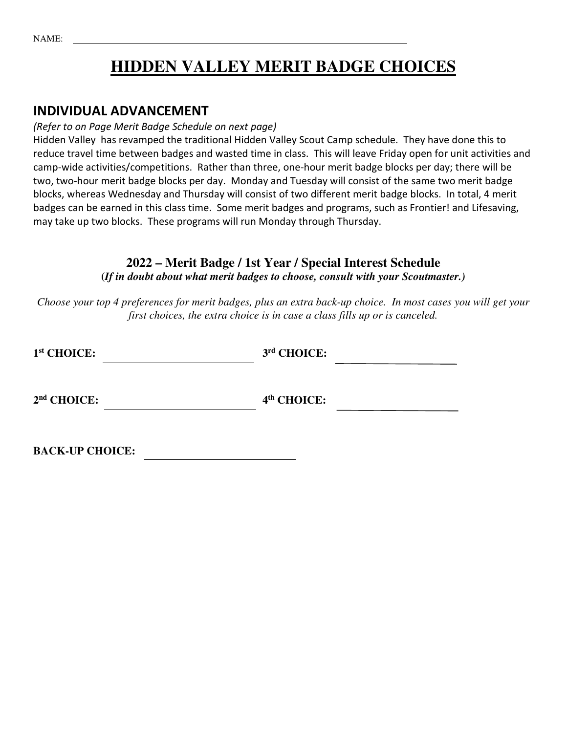NAME: ______________________________________________

# HIDDEN VALLEY MERIT BADGE CHOICES

## INDIVIDUAL ADVANCEMENT

*(Refer to on Page Merit Badge Schedule on next page)*

Hidden Valley has revamped the traditional Hidden Valley Scout Camp schedule. They have done this to reduce travel time between badges and wasted time in class. This will leave Friday open for unit activities and camp-wide activities/competitions. Rather than three, one-hour merit badge blocks per day; there will be two, two-hour merit badge blocks per day. Monday and Tuesday will consist of the same two merit badge blocks, whereas Wednesday and Thursday will consist of two different merit badge blocks. In total, 4 merit badges can be earned in this class time. Some merit badges and programs, such as Frontier! and Lifesaving, may take up two blocks. These programs will run Monday through Thursday.

### 2022 – Merit Badge / 1st Year / Special Interest Schedule

***(If in doubt about what merit badges to choose, consult with your Scoutmaster.)***

*Choose your top 4 preferences for merit badges, plus an extra back-up choice. In most cases you will get your first choices, the extra choice is in case a class fills up or is canceled.*

**1st CHOICE:** ______________________ **3rd CHOICE:** ______________________

**2nd CHOICE:** ______________________ **4th CHOICE:** ______________________

**BACK-UP CHOICE:** ______________________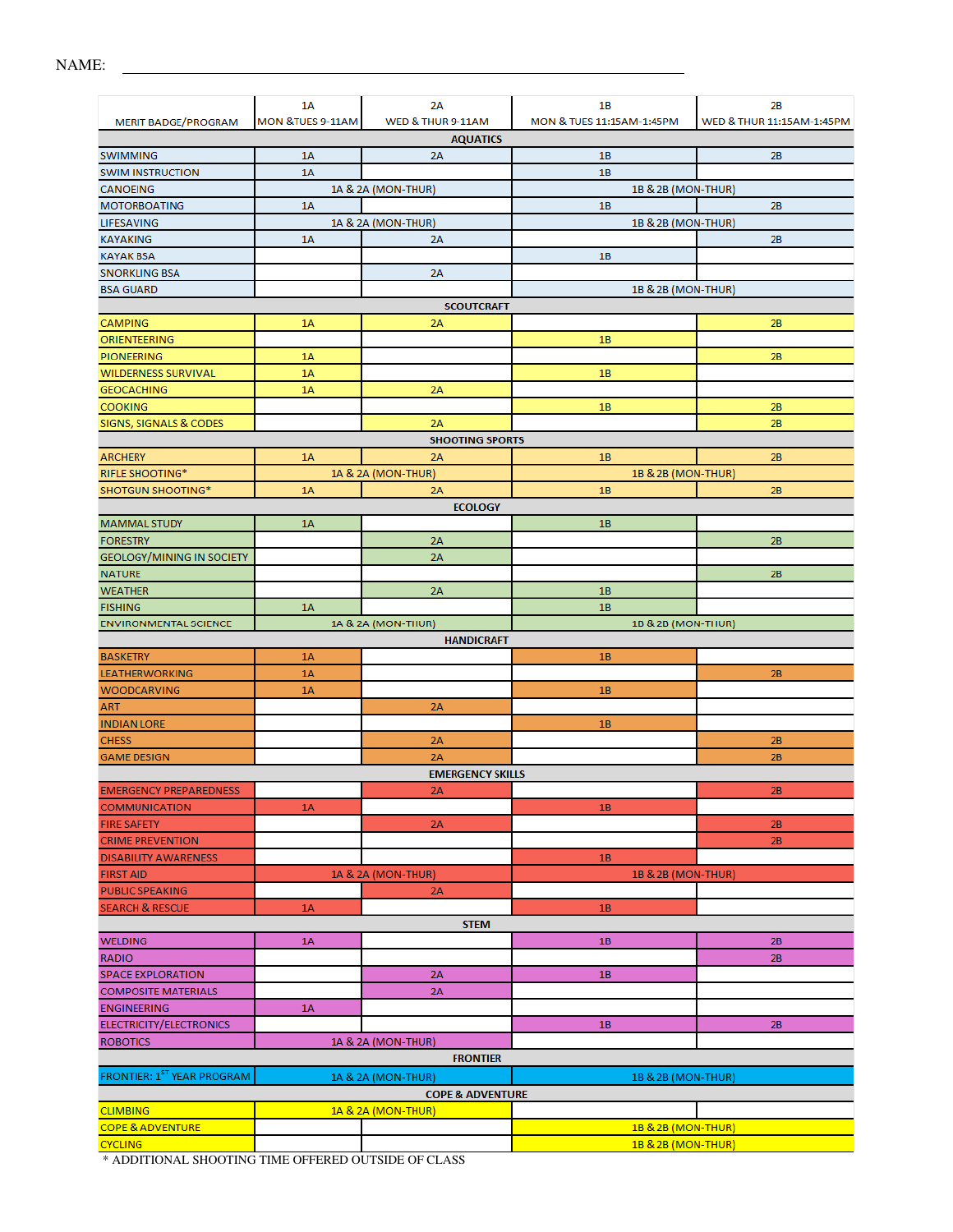NAME: ______________________________________________

| MERIT BADGE/PROGRAM | 1A MON &TUES 9-11AM | 2A WED & THUR 9-11AM | 1B MON & TUES 11:15AM-1:45PM | 2B WED & THUR 11:15AM-1:45PM |
|---|---|---|---|---|
| **AQUATICS** | | | | |
| SWIMMING | 1A | 2A | 1B | 2B |
| SWIM INSTRUCTION | 1A | | 1B | |
| CANOEING | 1A & 2A (MON-THUR) | | 1B & 2B (MON-THUR) | |
| MOTORBOATING | 1A | | 1B | 2B |
| LIFESAVING | 1A & 2A (MON-THUR) | | 1B & 2B (MON-THUR) | |
| KAYAKING | 1A | 2A | | 2B |
| KAYAK BSA | | | 1B | |
| SNORKLING BSA | | 2A | | |
| BSA GUARD | | | 1B & 2B (MON-THUR) | |
| **SCOUTCRAFT** | | | | |
| CAMPING | 1A | 2A | | 2B |
| ORIENTEERING | | | 1B | |
| PIONEERING | 1A | | | 2B |
| WILDERNESS SURVIVAL | 1A | | 1B | |
| GEOCACHING | 1A | 2A | | |
| COOKING | | | 1B | 2B |
| SIGNS, SIGNALS & CODES | | 2A | | 2B |
| **SHOOTING SPORTS** | | | | |
| ARCHERY | 1A | 2A | 1B | 2B |
| RIFLE SHOOTING* | 1A & 2A (MON-THUR) | | 1B & 2B (MON-THUR) | |
| SHOTGUN SHOOTING* | 1A | 2A | 1B | 2B |
| **ECOLOGY** | | | | |
| MAMMAL STUDY | 1A | | 1B | |
| FORESTRY | | 2A | | 2B |
| GEOLOGY/MINING IN SOCIETY | | 2A | | |
| NATURE | | | | 2B |
| WEATHER | | 2A | 1B | |
| FISHING | 1A | | 1B | |
| ENVIRONMENTAL SCIENCE | 1A & 2A (MON-THUR) | | 1B & 2B (MON-THUR) | |
| **HANDICRAFT** | | | | |
| BASKETRY | 1A | | 1B | |
| LEATHERWORKING | 1A | | | 2B |
| WOODCARVING | 1A | | 1B | |
| ART | | 2A | | |
| INDIAN LORE | | | 1B | |
| CHESS | | 2A | | 2B |
| GAME DESIGN | | 2A | | 2B |
| **EMERGENCY SKILLS** | | | | |
| EMERGENCY PREPAREDNESS | | 2A | | 2B |
| COMMUNICATION | 1A | | 1B | |
| FIRE SAFETY | | 2A | | 2B |
| CRIME PREVENTION | | | | 2B |
| DISABILITY AWARENESS | | | 1B | |
| FIRST AID | 1A & 2A (MON-THUR) | | 1B & 2B (MON-THUR) | |
| PUBLIC SPEAKING | | 2A | | |
| SEARCH & RESCUE | 1A | | 1B | |
| **STEM** | | | | |
| WELDING | 1A | | 1B | 2B |
| RADIO | | | | 2B |
| SPACE EXPLORATION | | 2A | 1B | |
| COMPOSITE MATERIALS | | 2A | | |
| ENGINEERING | 1A | | | |
| ELECTRICITY/ELECTRONICS | | | 1B | 2B |
| ROBOTICS | 1A & 2A (MON-THUR) | | | |
| **FRONTIER** | | | | |
| FRONTIER: 1ST YEAR PROGRAM | 1A & 2A (MON-THUR) | | 1B & 2B (MON-THUR) | |
| **COPE & ADVENTURE** | | | | |
| CLIMBING | 1A & 2A (MON-THUR) | | | |
| COPE & ADVENTURE | | | 1B & 2B (MON-THUR) | |
| CYCLING | | | 1B & 2B (MON-THUR) | |

\* ADDITIONAL SHOOTING TIME OFFERED OUTSIDE OF CLASS